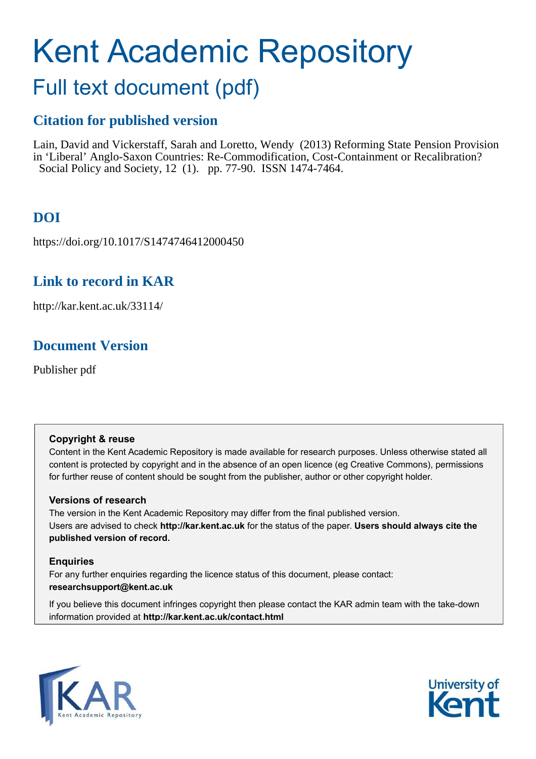# Kent Academic Repository

## Full text document (pdf)

### Citation for published version

Lain, David and Vickerstaff, Sarah and Loretto, Wendy (2013) Reforming State Pension Provision in 'Liberal' Anglo-Saxon Countries: Re-Commodification, Cost-Containment or Recalibration? Social Policy and Society, 12 (1). pp. 77-90. ISSN 1474-7464.

### DOI

https://doi.org/10.1017/S1474746412000450

### Link to record in KAR

http://kar.kent.ac.uk/33114/

### Document Version

Publisher pdf

**Copyright & reuse**

Content in the Kent Academic Repository is made available for research purposes. Unless otherwise stated all content is protected by copyright and in the absence of an open licence (eg Creative Commons), permissions for further reuse of content should be sought from the publisher, author or other copyright holder.

**Versions of research**

The version in the Kent Academic Repository may differ from the final published version.
Users are advised to check **http://kar.kent.ac.uk** for the status of the paper. **Users should always cite the published version of record.**

**Enquiries**

For any further enquiries regarding the licence status of this document, please contact:
**researchsupport@kent.ac.uk**

If you believe this document infringes copyright then please contact the KAR admin team with the take-down information provided at **http://kar.kent.ac.uk/contact.html**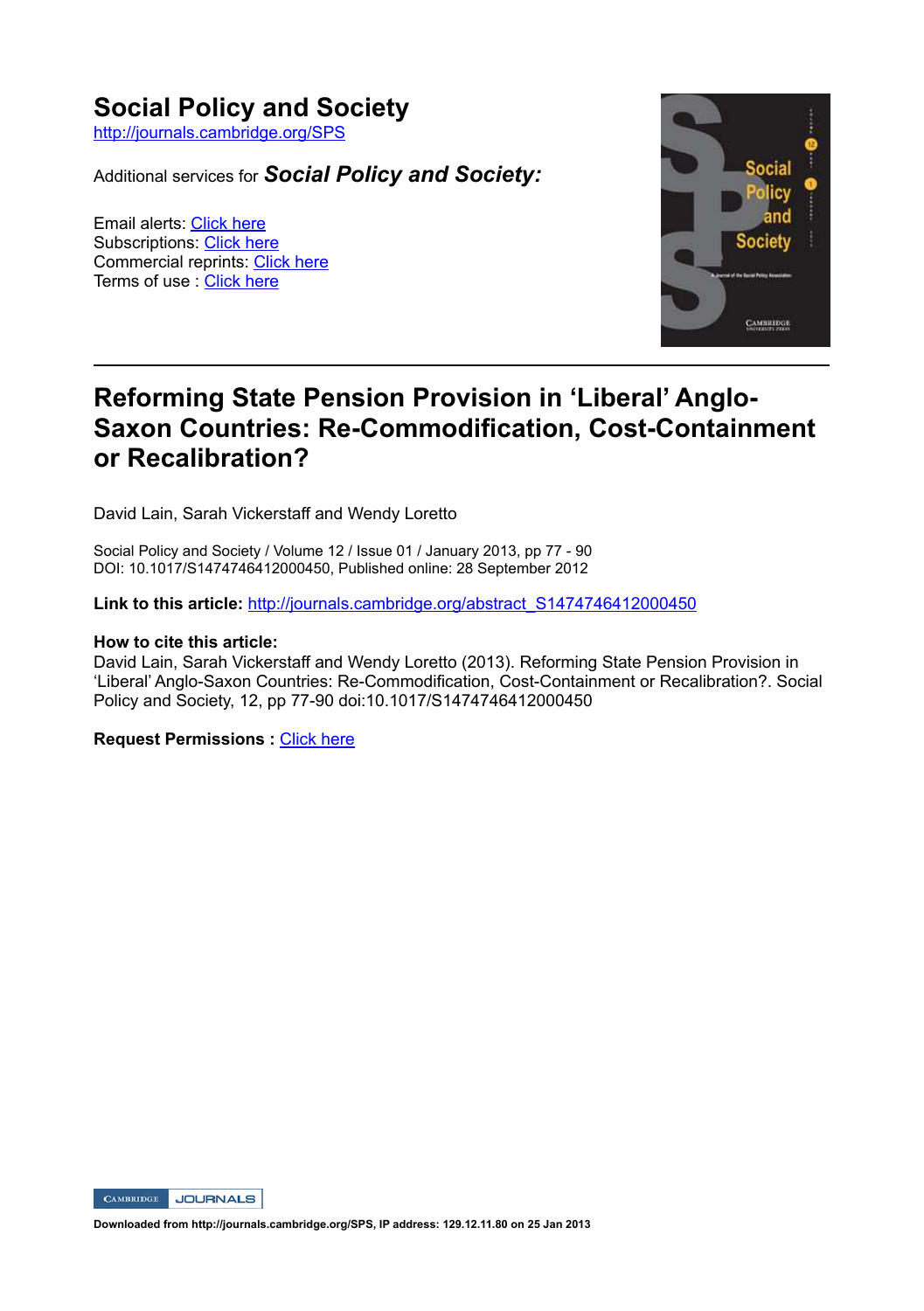# Social Policy and Society

http://journals.cambridge.org/SPS

Additional services for ***Social Policy and Society:***

Email alerts: Click here
Subscriptions: Click here
Commercial reprints: Click here
Terms of use : Click here

---

## Reforming State Pension Provision in 'Liberal' Anglo-Saxon Countries: Re-Commodification, Cost-Containment or Recalibration?

David Lain, Sarah Vickerstaff and Wendy Loretto

Social Policy and Society / Volume 12 / Issue 01 / January 2013, pp 77 - 90
DOI: 10.1017/S1474746412000450, Published online: 28 September 2012

**Link to this article:** http://journals.cambridge.org/abstract_S1474746412000450

**How to cite this article:**
David Lain, Sarah Vickerstaff and Wendy Loretto (2013). Reforming State Pension Provision in 'Liberal' Anglo-Saxon Countries: Re-Commodification, Cost-Containment or Recalibration?. Social Policy and Society, 12, pp 77-90 doi:10.1017/S1474746412000450

**Request Permissions :** Click here

Downloaded from http://journals.cambridge.org/SPS, IP address: 129.12.11.80 on 25 Jan 2013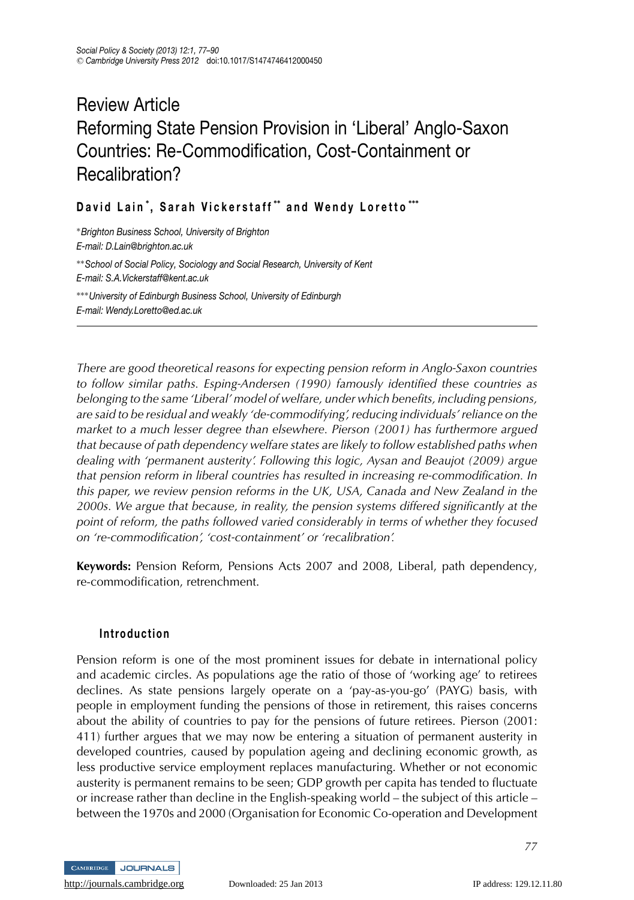# Review Article

# Reforming State Pension Provision in 'Liberal' Anglo-Saxon Countries: Re-Commodification, Cost-Containment or Recalibration?

**David Lain\*, Sarah Vickerstaff\*\* and Wendy Loretto\*\*\***

\*Brighton Business School, University of Brighton
E-mail: D.Lain@brighton.ac.uk

\*\*School of Social Policy, Sociology and Social Research, University of Kent
E-mail: S.A.Vickerstaff@kent.ac.uk

\*\*\*University of Edinburgh Business School, University of Edinburgh
E-mail: Wendy.Loretto@ed.ac.uk

*There are good theoretical reasons for expecting pension reform in Anglo-Saxon countries to follow similar paths. Esping-Andersen (1990) famously identified these countries as belonging to the same 'Liberal' model of welfare, under which benefits, including pensions, are said to be residual and weakly 'de-commodifying', reducing individuals' reliance on the market to a much lesser degree than elsewhere. Pierson (2001) has furthermore argued that because of path dependency welfare states are likely to follow established paths when dealing with 'permanent austerity'. Following this logic, Aysan and Beaujot (2009) argue that pension reform in liberal countries has resulted in increasing re-commodification. In this paper, we review pension reforms in the UK, USA, Canada and New Zealand in the 2000s. We argue that because, in reality, the pension systems differed significantly at the point of reform, the paths followed varied considerably in terms of whether they focused on 're-commodification', 'cost-containment' or 'recalibration'.*

**Keywords:** Pension Reform, Pensions Acts 2007 and 2008, Liberal, path dependency, re-commodification, retrenchment.

## Introduction

Pension reform is one of the most prominent issues for debate in international policy and academic circles. As populations age the ratio of those of 'working age' to retirees declines. As state pensions largely operate on a 'pay-as-you-go' (PAYG) basis, with people in employment funding the pensions of those in retirement, this raises concerns about the ability of countries to pay for the pensions of future retirees. Pierson (2001: 411) further argues that we may now be entering a situation of permanent austerity in developed countries, caused by population ageing and declining economic growth, as less productive service employment replaces manufacturing. Whether or not economic austerity is permanent remains to be seen; GDP growth per capita has tended to fluctuate or increase rather than decline in the English-speaking world – the subject of this article – between the 1970s and 2000 (Organisation for Economic Co-operation and Development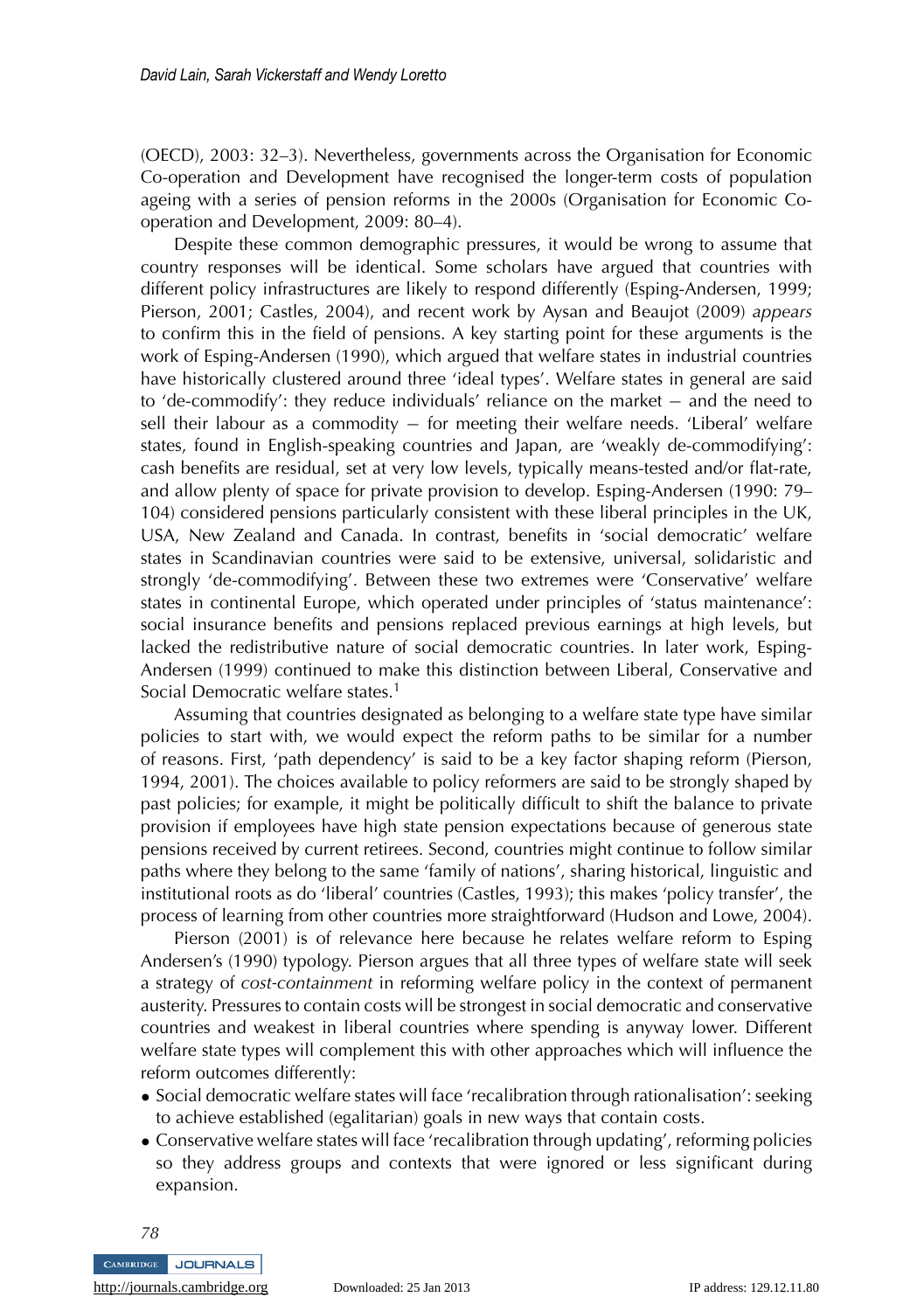(OECD), 2003: 32–3). Nevertheless, governments across the Organisation for Economic Co-operation and Development have recognised the longer-term costs of population ageing with a series of pension reforms in the 2000s (Organisation for Economic Co-operation and Development, 2009: 80–4).

Despite these common demographic pressures, it would be wrong to assume that country responses will be identical. Some scholars have argued that countries with different policy infrastructures are likely to respond differently (Esping-Andersen, 1999; Pierson, 2001; Castles, 2004), and recent work by Aysan and Beaujot (2009) *appears* to confirm this in the field of pensions. A key starting point for these arguments is the work of Esping-Andersen (1990), which argued that welfare states in industrial countries have historically clustered around three 'ideal types'. Welfare states in general are said to 'de-commodify': they reduce individuals' reliance on the market – and the need to sell their labour as a commodity – for meeting their welfare needs. 'Liberal' welfare states, found in English-speaking countries and Japan, are 'weakly de-commodifying': cash benefits are residual, set at very low levels, typically means-tested and/or flat-rate, and allow plenty of space for private provision to develop. Esping-Andersen (1990: 79–104) considered pensions particularly consistent with these liberal principles in the UK, USA, New Zealand and Canada. In contrast, benefits in 'social democratic' welfare states in Scandinavian countries were said to be extensive, universal, solidaristic and strongly 'de-commodifying'. Between these two extremes were 'Conservative' welfare states in continental Europe, which operated under principles of 'status maintenance': social insurance benefits and pensions replaced previous earnings at high levels, but lacked the redistributive nature of social democratic countries. In later work, Esping-Andersen (1999) continued to make this distinction between Liberal, Conservative and Social Democratic welfare states.[1]

Assuming that countries designated as belonging to a welfare state type have similar policies to start with, we would expect the reform paths to be similar for a number of reasons. First, 'path dependency' is said to be a key factor shaping reform (Pierson, 1994, 2001). The choices available to policy reformers are said to be strongly shaped by past policies; for example, it might be politically difficult to shift the balance to private provision if employees have high state pension expectations because of generous state pensions received by current retirees. Second, countries might continue to follow similar paths where they belong to the same 'family of nations', sharing historical, linguistic and institutional roots as do 'liberal' countries (Castles, 1993); this makes 'policy transfer', the process of learning from other countries more straightforward (Hudson and Lowe, 2004).

Pierson (2001) is of relevance here because he relates welfare reform to Esping Andersen's (1990) typology. Pierson argues that all three types of welfare state will seek a strategy of *cost-containment* in reforming welfare policy in the context of permanent austerity. Pressures to contain costs will be strongest in social democratic and conservative countries and weakest in liberal countries where spending is anyway lower. Different welfare state types will complement this with other approaches which will influence the reform outcomes differently:

- Social democratic welfare states will face 'recalibration through rationalisation': seeking to achieve established (egalitarian) goals in new ways that contain costs.
- Conservative welfare states will face 'recalibration through updating', reforming policies so they address groups and contexts that were ignored or less significant during expansion.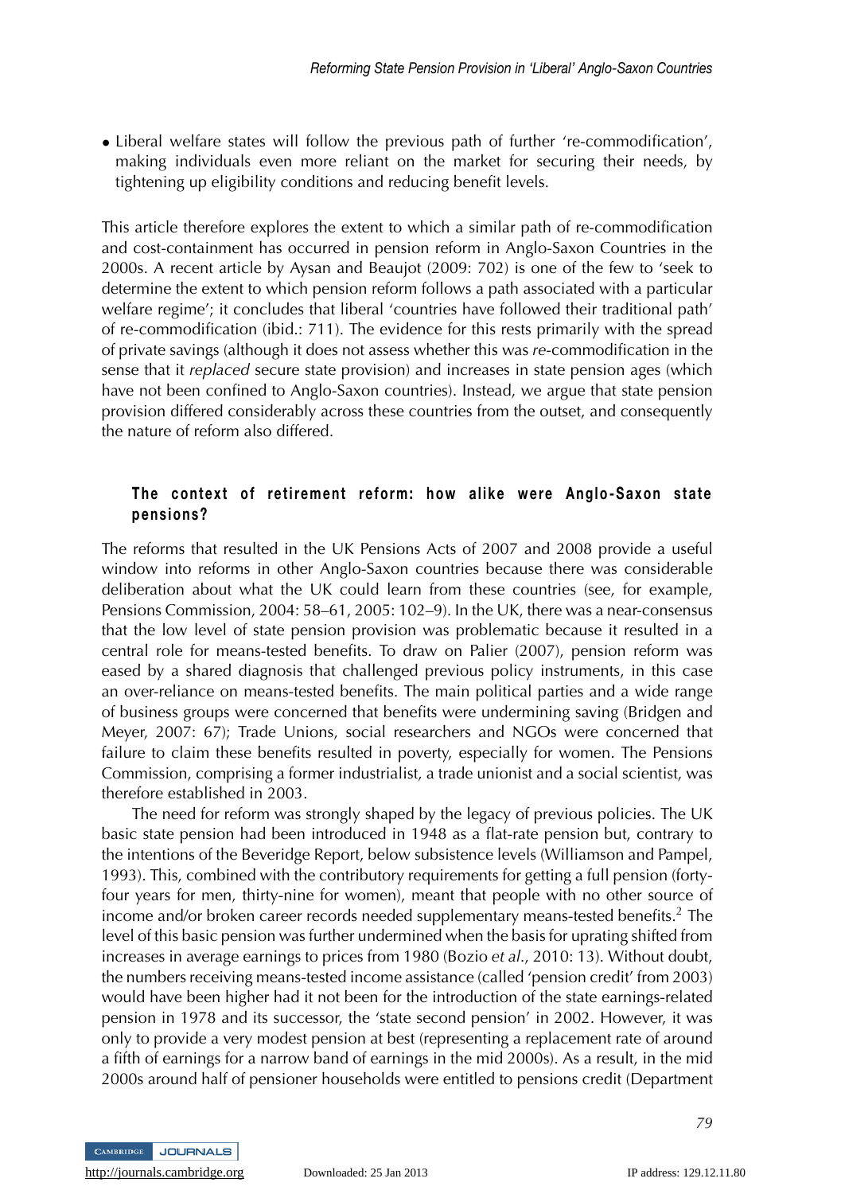- Liberal welfare states will follow the previous path of further 're-commodification', making individuals even more reliant on the market for securing their needs, by tightening up eligibility conditions and reducing benefit levels.

This article therefore explores the extent to which a similar path of re-commodification and cost-containment has occurred in pension reform in Anglo-Saxon Countries in the 2000s. A recent article by Aysan and Beaujot (2009: 702) is one of the few to 'seek to determine the extent to which pension reform follows a path associated with a particular welfare regime'; it concludes that liberal 'countries have followed their traditional path' of re-commodification (ibid.: 711). The evidence for this rests primarily with the spread of private savings (although it does not assess whether this was *re*-commodification in the sense that it *replaced* secure state provision) and increases in state pension ages (which have not been confined to Anglo-Saxon countries). Instead, we argue that state pension provision differed considerably across these countries from the outset, and consequently the nature of reform also differed.

## The context of retirement reform: how alike were Anglo-Saxon state pensions?

The reforms that resulted in the UK Pensions Acts of 2007 and 2008 provide a useful window into reforms in other Anglo-Saxon countries because there was considerable deliberation about what the UK could learn from these countries (see, for example, Pensions Commission, 2004: 58–61, 2005: 102–9). In the UK, there was a near-consensus that the low level of state pension provision was problematic because it resulted in a central role for means-tested benefits. To draw on Palier (2007), pension reform was eased by a shared diagnosis that challenged previous policy instruments, in this case an over-reliance on means-tested benefits. The main political parties and a wide range of business groups were concerned that benefits were undermining saving (Bridgen and Meyer, 2007: 67); Trade Unions, social researchers and NGOs were concerned that failure to claim these benefits resulted in poverty, especially for women. The Pensions Commission, comprising a former industrialist, a trade unionist and a social scientist, was therefore established in 2003.

The need for reform was strongly shaped by the legacy of previous policies. The UK basic state pension had been introduced in 1948 as a flat-rate pension but, contrary to the intentions of the Beveridge Report, below subsistence levels (Williamson and Pampel, 1993). This, combined with the contributory requirements for getting a full pension (forty-four years for men, thirty-nine for women), meant that people with no other source of income and/or broken career records needed supplementary means-tested benefits.[2] The level of this basic pension was further undermined when the basis for uprating shifted from increases in average earnings to prices from 1980 (Bozio *et al.*, 2010: 13). Without doubt, the numbers receiving means-tested income assistance (called 'pension credit' from 2003) would have been higher had it not been for the introduction of the state earnings-related pension in 1978 and its successor, the 'state second pension' in 2002. However, it was only to provide a very modest pension at best (representing a replacement rate of around a fifth of earnings for a narrow band of earnings in the mid 2000s). As a result, in the mid 2000s around half of pensioner households were entitled to pensions credit (Department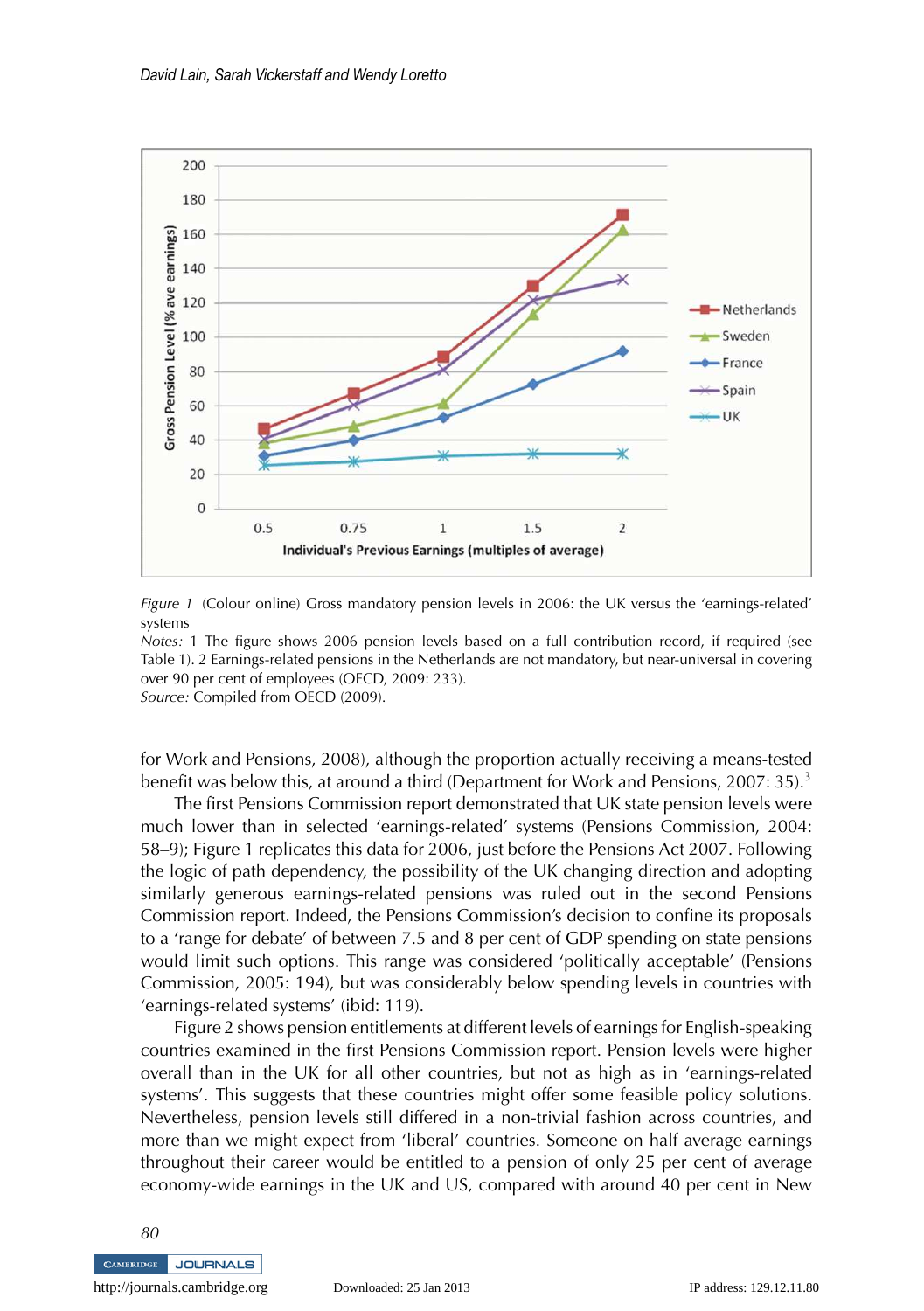Figure 1 (Colour online) Gross mandatory pension levels in 2006: the UK versus the 'earnings-related' systems

*Notes:* 1 The figure shows 2006 pension levels based on a full contribution record, if required (see Table 1). 2 Earnings-related pensions in the Netherlands are not mandatory, but near-universal in covering over 90 per cent of employees (OECD, 2009: 233).

*Source:* Compiled from OECD (2009).

for Work and Pensions, 2008), although the proportion actually receiving a means-tested benefit was below this, at around a third (Department for Work and Pensions, 2007: 35).[3]

The first Pensions Commission report demonstrated that UK state pension levels were much lower than in selected 'earnings-related' systems (Pensions Commission, 2004: 58–9); Figure 1 replicates this data for 2006, just before the Pensions Act 2007. Following the logic of path dependency, the possibility of the UK changing direction and adopting similarly generous earnings-related pensions was ruled out in the second Pensions Commission report. Indeed, the Pensions Commission's decision to confine its proposals to a 'range for debate' of between 7.5 and 8 per cent of GDP spending on state pensions would limit such options. This range was considered 'politically acceptable' (Pensions Commission, 2005: 194), but was considerably below spending levels in countries with 'earnings-related systems' (ibid: 119).

Figure 2 shows pension entitlements at different levels of earnings for English-speaking countries examined in the first Pensions Commission report. Pension levels were higher overall than in the UK for all other countries, but not as high as in 'earnings-related systems'. This suggests that these countries might offer some feasible policy solutions. Nevertheless, pension levels still differed in a non-trivial fashion across countries, and more than we might expect from 'liberal' countries. Someone on half average earnings throughout their career would be entitled to a pension of only 25 per cent of average economy-wide earnings in the UK and US, compared with around 40 per cent in New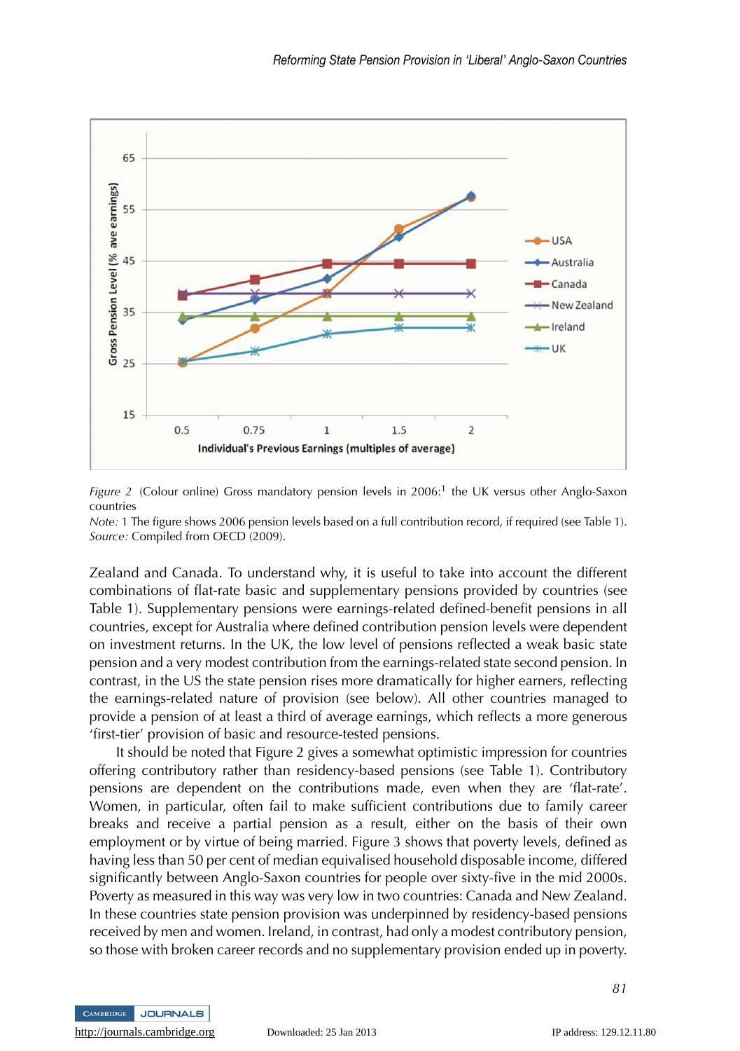Figure 2 (Colour online) Gross mandatory pension levels in 2006:[1] the UK versus other Anglo-Saxon countries

*Note:* 1 The figure shows 2006 pension levels based on a full contribution record, if required (see Table 1).
*Source:* Compiled from OECD (2009).

Zealand and Canada. To understand why, it is useful to take into account the different combinations of flat-rate basic and supplementary pensions provided by countries (see Table 1). Supplementary pensions were earnings-related defined-benefit pensions in all countries, except for Australia where defined contribution pension levels were dependent on investment returns. In the UK, the low level of pensions reflected a weak basic state pension and a very modest contribution from the earnings-related state second pension. In contrast, in the US the state pension rises more dramatically for higher earners, reflecting the earnings-related nature of provision (see below). All other countries managed to provide a pension of at least a third of average earnings, which reflects a more generous 'first-tier' provision of basic and resource-tested pensions.

It should be noted that Figure 2 gives a somewhat optimistic impression for countries offering contributory rather than residency-based pensions (see Table 1). Contributory pensions are dependent on the contributions made, even when they are 'flat-rate'. Women, in particular, often fail to make sufficient contributions due to family career breaks and receive a partial pension as a result, either on the basis of their own employment or by virtue of being married. Figure 3 shows that poverty levels, defined as having less than 50 per cent of median equivalised household disposable income, differed significantly between Anglo-Saxon countries for people over sixty-five in the mid 2000s. Poverty as measured in this way was very low in two countries: Canada and New Zealand. In these countries state pension provision was underpinned by residency-based pensions received by men and women. Ireland, in contrast, had only a modest contributory pension, so those with broken career records and no supplementary provision ended up in poverty.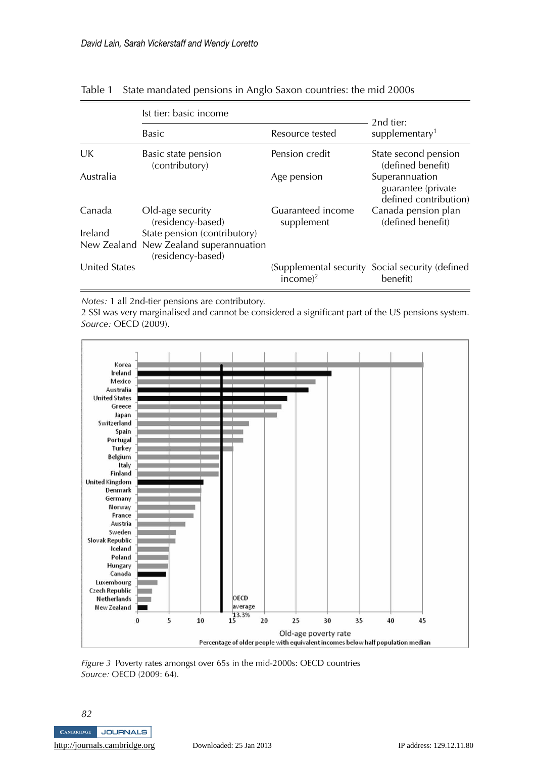Table 1 State mandated pensions in Anglo Saxon countries: the mid 2000s

| | Ist tier: basic income | | 2nd tier: supplementary[1] |
|---|---|---|---|
| | Basic | Resource tested | |
| UK | Basic state pension (contributory) | Pension credit | State second pension (defined benefit) |
| Australia | | Age pension | Superannuation guarantee (private defined contribution) |
| Canada | Old-age security (residency-based) | Guaranteed income supplement | Canada pension plan (defined benefit) |
| Ireland | State pension (contributory) | | |
| New Zealand | New Zealand superannuation (residency-based) | | |
| United States | | (Supplemental security income)[2] | Social security (defined benefit) |

*Notes:* 1 all 2nd-tier pensions are contributory.
2 SSI was very marginalised and cannot be considered a significant part of the US pensions system.
*Source:* OECD (2009).

*Figure 3* Poverty rates amongst over 65s in the mid-2000s: OECD countries
*Source:* OECD (2009: 64).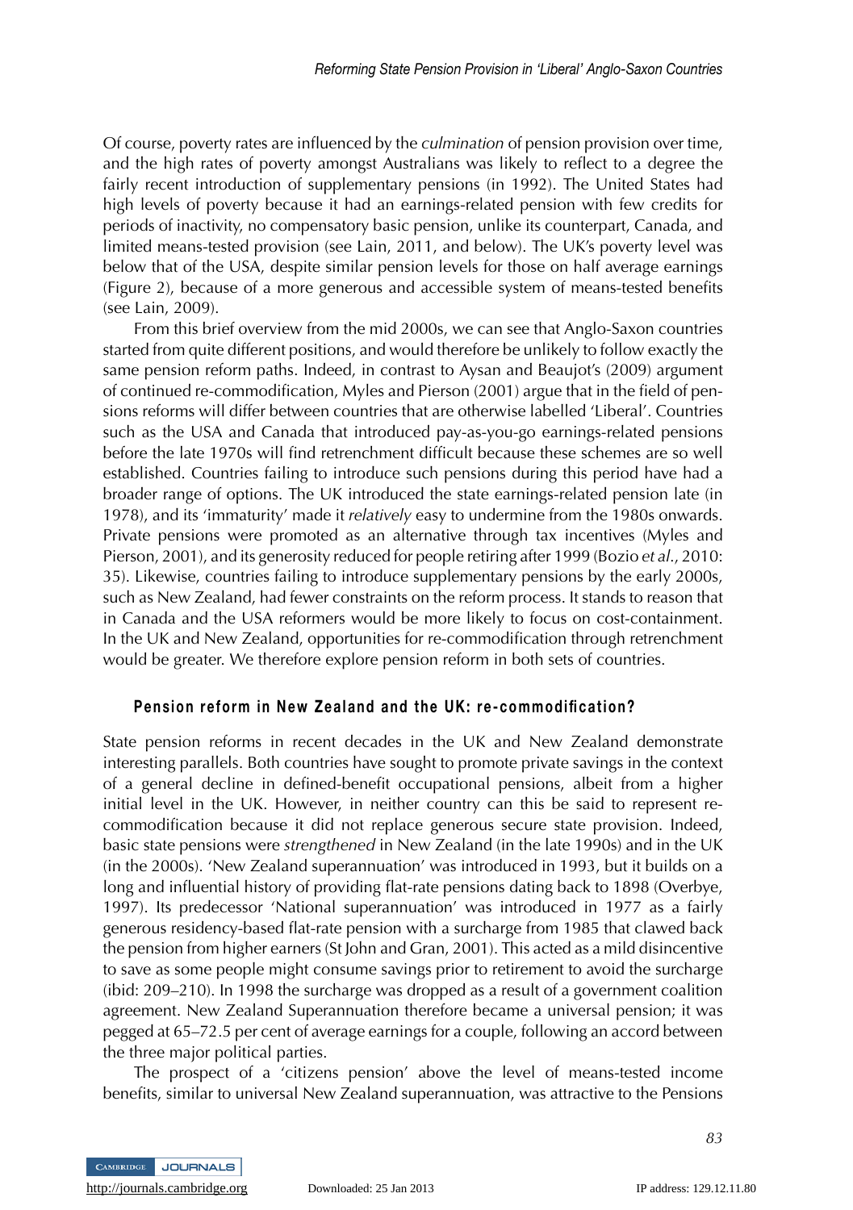Of course, poverty rates are influenced by the *culmination* of pension provision over time, and the high rates of poverty amongst Australians was likely to reflect to a degree the fairly recent introduction of supplementary pensions (in 1992). The United States had high levels of poverty because it had an earnings-related pension with few credits for periods of inactivity, no compensatory basic pension, unlike its counterpart, Canada, and limited means-tested provision (see Lain, 2011, and below). The UK's poverty level was below that of the USA, despite similar pension levels for those on half average earnings (Figure 2), because of a more generous and accessible system of means-tested benefits (see Lain, 2009).

From this brief overview from the mid 2000s, we can see that Anglo-Saxon countries started from quite different positions, and would therefore be unlikely to follow exactly the same pension reform paths. Indeed, in contrast to Aysan and Beaujot's (2009) argument of continued re-commodification, Myles and Pierson (2001) argue that in the field of pensions reforms will differ between countries that are otherwise labelled 'Liberal'. Countries such as the USA and Canada that introduced pay-as-you-go earnings-related pensions before the late 1970s will find retrenchment difficult because these schemes are so well established. Countries failing to introduce such pensions during this period have had a broader range of options. The UK introduced the state earnings-related pension late (in 1978), and its 'immaturity' made it *relatively* easy to undermine from the 1980s onwards. Private pensions were promoted as an alternative through tax incentives (Myles and Pierson, 2001), and its generosity reduced for people retiring after 1999 (Bozio *et al.*, 2010: 35). Likewise, countries failing to introduce supplementary pensions by the early 2000s, such as New Zealand, had fewer constraints on the reform process. It stands to reason that in Canada and the USA reformers would be more likely to focus on cost-containment. In the UK and New Zealand, opportunities for re-commodification through retrenchment would be greater. We therefore explore pension reform in both sets of countries.

## Pension reform in New Zealand and the UK: re-commodification?

State pension reforms in recent decades in the UK and New Zealand demonstrate interesting parallels. Both countries have sought to promote private savings in the context of a general decline in defined-benefit occupational pensions, albeit from a higher initial level in the UK. However, in neither country can this be said to represent re-commodification because it did not replace generous secure state provision. Indeed, basic state pensions were *strengthened* in New Zealand (in the late 1990s) and in the UK (in the 2000s). 'New Zealand superannuation' was introduced in 1993, but it builds on a long and influential history of providing flat-rate pensions dating back to 1898 (Overbye, 1997). Its predecessor 'National superannuation' was introduced in 1977 as a fairly generous residency-based flat-rate pension with a surcharge from 1985 that clawed back the pension from higher earners (St John and Gran, 2001). This acted as a mild disincentive to save as some people might consume savings prior to retirement to avoid the surcharge (ibid: 209–210). In 1998 the surcharge was dropped as a result of a government coalition agreement. New Zealand Superannuation therefore became a universal pension; it was pegged at 65–72.5 per cent of average earnings for a couple, following an accord between the three major political parties.

The prospect of a 'citizens pension' above the level of means-tested income benefits, similar to universal New Zealand superannuation, was attractive to the Pensions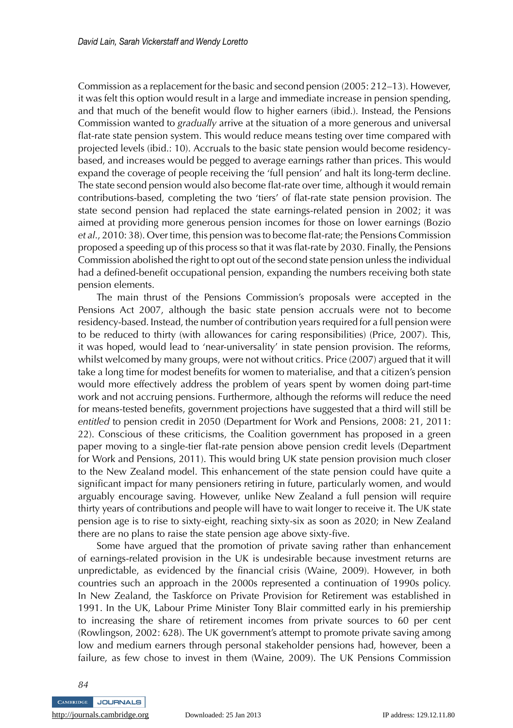Commission as a replacement for the basic and second pension (2005: 212–13). However, it was felt this option would result in a large and immediate increase in pension spending, and that much of the benefit would flow to higher earners (ibid.). Instead, the Pensions Commission wanted to *gradually* arrive at the situation of a more generous and universal flat-rate state pension system. This would reduce means testing over time compared with projected levels (ibid.: 10). Accruals to the basic state pension would become residency-based, and increases would be pegged to average earnings rather than prices. This would expand the coverage of people receiving the 'full pension' and halt its long-term decline. The state second pension would also become flat-rate over time, although it would remain contributions-based, completing the two 'tiers' of flat-rate state pension provision. The state second pension had replaced the state earnings-related pension in 2002; it was aimed at providing more generous pension incomes for those on lower earnings (Bozio *et al.*, 2010: 38). Over time, this pension was to become flat-rate; the Pensions Commission proposed a speeding up of this process so that it was flat-rate by 2030. Finally, the Pensions Commission abolished the right to opt out of the second state pension unless the individual had a defined-benefit occupational pension, expanding the numbers receiving both state pension elements.

The main thrust of the Pensions Commission's proposals were accepted in the Pensions Act 2007, although the basic state pension accruals were not to become residency-based. Instead, the number of contribution years required for a full pension were to be reduced to thirty (with allowances for caring responsibilities) (Price, 2007). This, it was hoped, would lead to 'near-universality' in state pension provision. The reforms, whilst welcomed by many groups, were not without critics. Price (2007) argued that it will take a long time for modest benefits for women to materialise, and that a citizen's pension would more effectively address the problem of years spent by women doing part-time work and not accruing pensions. Furthermore, although the reforms will reduce the need for means-tested benefits, government projections have suggested that a third will still be *entitled* to pension credit in 2050 (Department for Work and Pensions, 2008: 21, 2011: 22). Conscious of these criticisms, the Coalition government has proposed in a green paper moving to a single-tier flat-rate pension above pension credit levels (Department for Work and Pensions, 2011). This would bring UK state pension provision much closer to the New Zealand model. This enhancement of the state pension could have quite a significant impact for many pensioners retiring in future, particularly women, and would arguably encourage saving. However, unlike New Zealand a full pension will require thirty years of contributions and people will have to wait longer to receive it. The UK state pension age is to rise to sixty-eight, reaching sixty-six as soon as 2020; in New Zealand there are no plans to raise the state pension age above sixty-five.

Some have argued that the promotion of private saving rather than enhancement of earnings-related provision in the UK is undesirable because investment returns are unpredictable, as evidenced by the financial crisis (Waine, 2009). However, in both countries such an approach in the 2000s represented a continuation of 1990s policy. In New Zealand, the Taskforce on Private Provision for Retirement was established in 1991. In the UK, Labour Prime Minister Tony Blair committed early in his premiership to increasing the share of retirement incomes from private sources to 60 per cent (Rowlingson, 2002: 628). The UK government's attempt to promote private saving among low and medium earners through personal stakeholder pensions had, however, been a failure, as few chose to invest in them (Waine, 2009). The UK Pensions Commission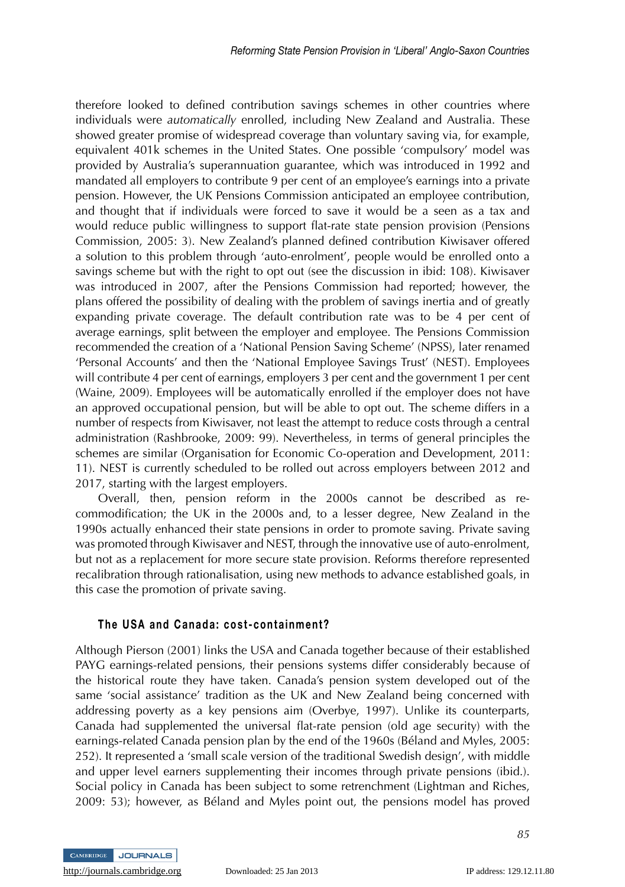therefore looked to defined contribution savings schemes in other countries where individuals were *automatically* enrolled, including New Zealand and Australia. These showed greater promise of widespread coverage than voluntary saving via, for example, equivalent 401k schemes in the United States. One possible 'compulsory' model was provided by Australia's superannuation guarantee, which was introduced in 1992 and mandated all employers to contribute 9 per cent of an employee's earnings into a private pension. However, the UK Pensions Commission anticipated an employee contribution, and thought that if individuals were forced to save it would be a seen as a tax and would reduce public willingness to support flat-rate state pension provision (Pensions Commission, 2005: 3). New Zealand's planned defined contribution Kiwisaver offered a solution to this problem through 'auto-enrolment', people would be enrolled onto a savings scheme but with the right to opt out (see the discussion in ibid: 108). Kiwisaver was introduced in 2007, after the Pensions Commission had reported; however, the plans offered the possibility of dealing with the problem of savings inertia and of greatly expanding private coverage. The default contribution rate was to be 4 per cent of average earnings, split between the employer and employee. The Pensions Commission recommended the creation of a 'National Pension Saving Scheme' (NPSS), later renamed 'Personal Accounts' and then the 'National Employee Savings Trust' (NEST). Employees will contribute 4 per cent of earnings, employers 3 per cent and the government 1 per cent (Waine, 2009). Employees will be automatically enrolled if the employer does not have an approved occupational pension, but will be able to opt out. The scheme differs in a number of respects from Kiwisaver, not least the attempt to reduce costs through a central administration (Rashbrooke, 2009: 99). Nevertheless, in terms of general principles the schemes are similar (Organisation for Economic Co-operation and Development, 2011: 11). NEST is currently scheduled to be rolled out across employers between 2012 and 2017, starting with the largest employers.

Overall, then, pension reform in the 2000s cannot be described as re-commodification; the UK in the 2000s and, to a lesser degree, New Zealand in the 1990s actually enhanced their state pensions in order to promote saving. Private saving was promoted through Kiwisaver and NEST, through the innovative use of auto-enrolment, but not as a replacement for more secure state provision. Reforms therefore represented recalibration through rationalisation, using new methods to advance established goals, in this case the promotion of private saving.

### The USA and Canada: cost-containment?

Although Pierson (2001) links the USA and Canada together because of their established PAYG earnings-related pensions, their pensions systems differ considerably because of the historical route they have taken. Canada's pension system developed out of the same 'social assistance' tradition as the UK and New Zealand being concerned with addressing poverty as a key pensions aim (Overbye, 1997). Unlike its counterparts, Canada had supplemented the universal flat-rate pension (old age security) with the earnings-related Canada pension plan by the end of the 1960s (Béland and Myles, 2005: 252). It represented a 'small scale version of the traditional Swedish design', with middle and upper level earners supplementing their incomes through private pensions (ibid.). Social policy in Canada has been subject to some retrenchment (Lightman and Riches, 2009: 53); however, as Béland and Myles point out, the pensions model has proved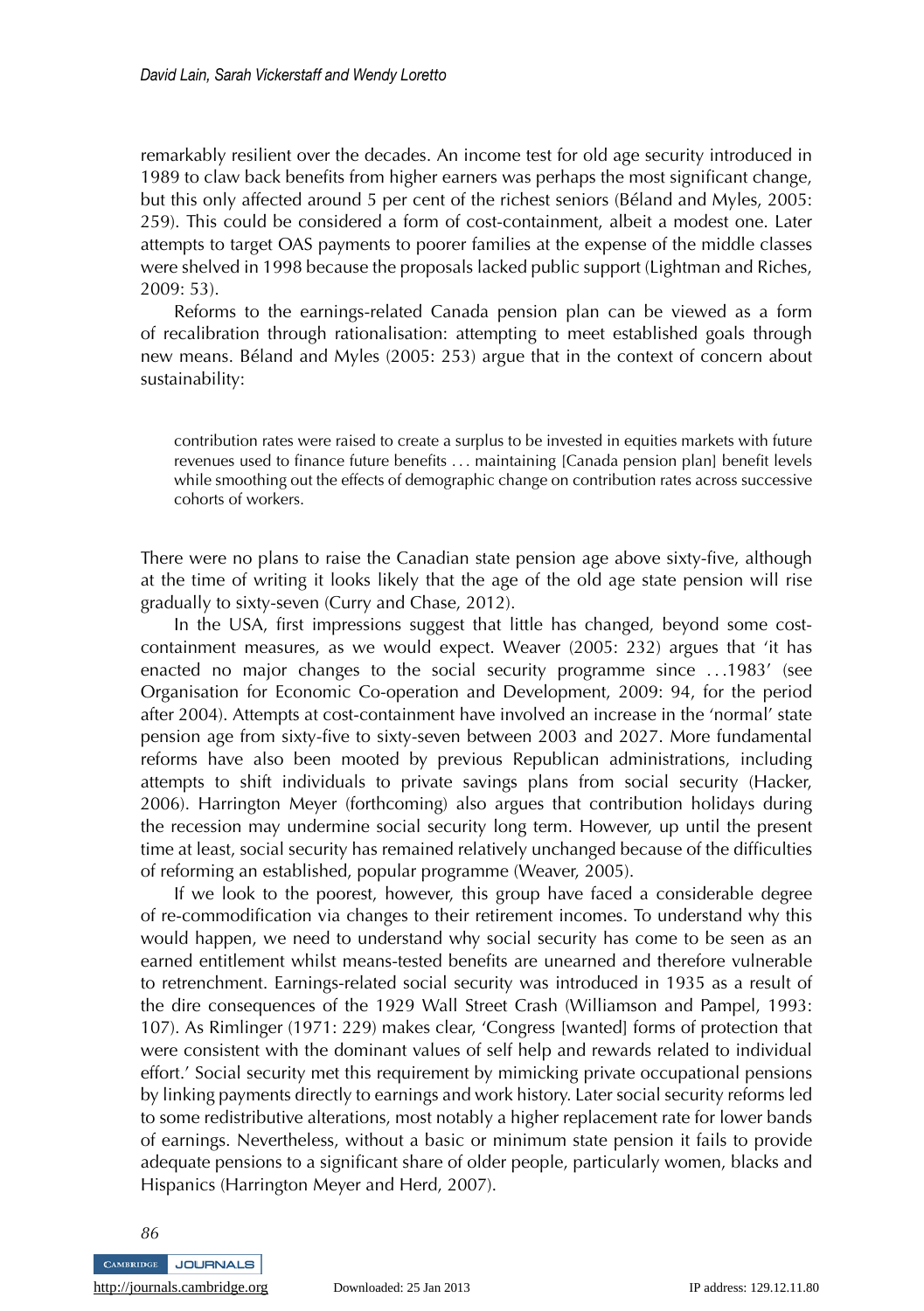remarkably resilient over the decades. An income test for old age security introduced in 1989 to claw back benefits from higher earners was perhaps the most significant change, but this only affected around 5 per cent of the richest seniors (Béland and Myles, 2005: 259). This could be considered a form of cost-containment, albeit a modest one. Later attempts to target OAS payments to poorer families at the expense of the middle classes were shelved in 1998 because the proposals lacked public support (Lightman and Riches, 2009: 53).

Reforms to the earnings-related Canada pension plan can be viewed as a form of recalibration through rationalisation: attempting to meet established goals through new means. Béland and Myles (2005: 253) argue that in the context of concern about sustainability:

> contribution rates were raised to create a surplus to be invested in equities markets with future revenues used to finance future benefits . . . maintaining [Canada pension plan] benefit levels while smoothing out the effects of demographic change on contribution rates across successive cohorts of workers.

There were no plans to raise the Canadian state pension age above sixty-five, although at the time of writing it looks likely that the age of the old age state pension will rise gradually to sixty-seven (Curry and Chase, 2012).

In the USA, first impressions suggest that little has changed, beyond some cost-containment measures, as we would expect. Weaver (2005: 232) argues that 'it has enacted no major changes to the social security programme since . . .1983' (see Organisation for Economic Co-operation and Development, 2009: 94, for the period after 2004). Attempts at cost-containment have involved an increase in the 'normal' state pension age from sixty-five to sixty-seven between 2003 and 2027. More fundamental reforms have also been mooted by previous Republican administrations, including attempts to shift individuals to private savings plans from social security (Hacker, 2006). Harrington Meyer (forthcoming) also argues that contribution holidays during the recession may undermine social security long term. However, up until the present time at least, social security has remained relatively unchanged because of the difficulties of reforming an established, popular programme (Weaver, 2005).

If we look to the poorest, however, this group have faced a considerable degree of re-commodification via changes to their retirement incomes. To understand why this would happen, we need to understand why social security has come to be seen as an earned entitlement whilst means-tested benefits are unearned and therefore vulnerable to retrenchment. Earnings-related social security was introduced in 1935 as a result of the dire consequences of the 1929 Wall Street Crash (Williamson and Pampel, 1993: 107). As Rimlinger (1971: 229) makes clear, 'Congress [wanted] forms of protection that were consistent with the dominant values of self help and rewards related to individual effort.' Social security met this requirement by mimicking private occupational pensions by linking payments directly to earnings and work history. Later social security reforms led to some redistributive alterations, most notably a higher replacement rate for lower bands of earnings. Nevertheless, without a basic or minimum state pension it fails to provide adequate pensions to a significant share of older people, particularly women, blacks and Hispanics (Harrington Meyer and Herd, 2007).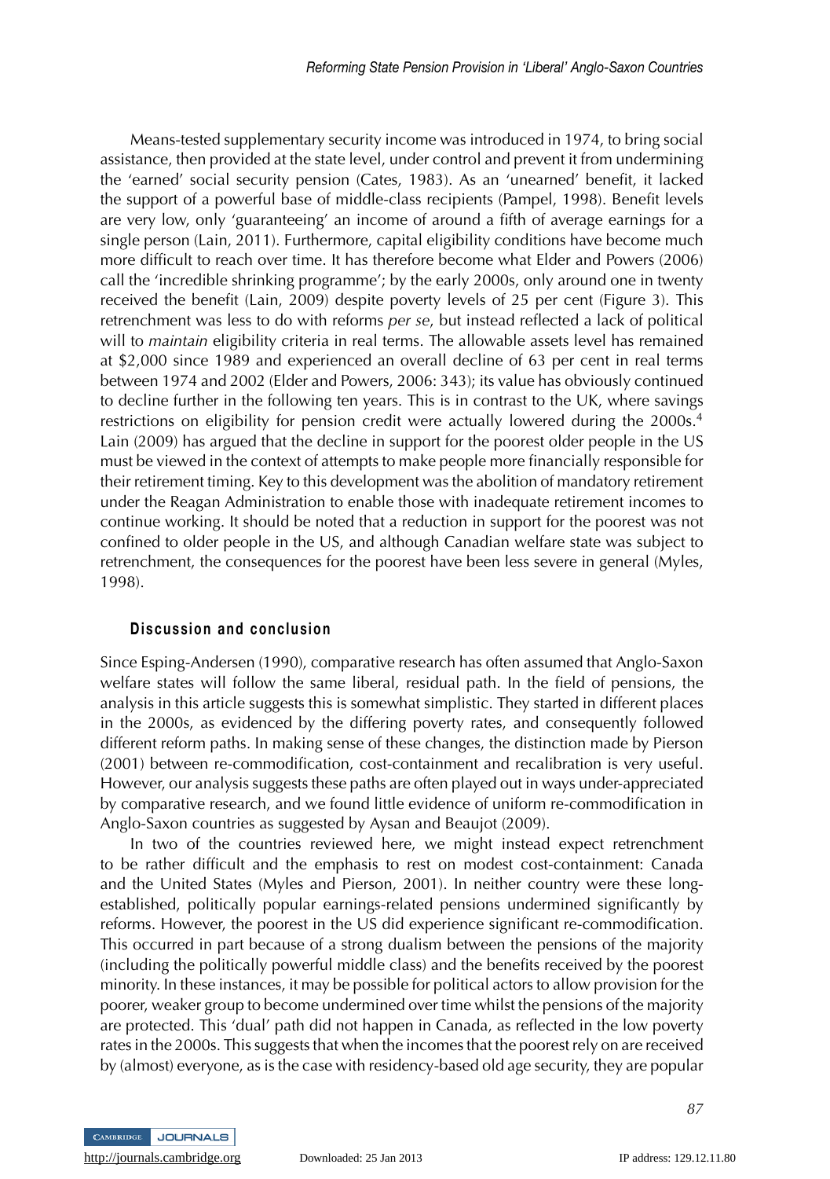Means-tested supplementary security income was introduced in 1974, to bring social assistance, then provided at the state level, under control and prevent it from undermining the 'earned' social security pension (Cates, 1983). As an 'unearned' benefit, it lacked the support of a powerful base of middle-class recipients (Pampel, 1998). Benefit levels are very low, only 'guaranteeing' an income of around a fifth of average earnings for a single person (Lain, 2011). Furthermore, capital eligibility conditions have become much more difficult to reach over time. It has therefore become what Elder and Powers (2006) call the 'incredible shrinking programme'; by the early 2000s, only around one in twenty received the benefit (Lain, 2009) despite poverty levels of 25 per cent (Figure 3). This retrenchment was less to do with reforms *per se*, but instead reflected a lack of political will to *maintain* eligibility criteria in real terms. The allowable assets level has remained at $2,000 since 1989 and experienced an overall decline of 63 per cent in real terms between 1974 and 2002 (Elder and Powers, 2006: 343); its value has obviously continued to decline further in the following ten years. This is in contrast to the UK, where savings restrictions on eligibility for pension credit were actually lowered during the 2000s.[4] Lain (2009) has argued that the decline in support for the poorest older people in the US must be viewed in the context of attempts to make people more financially responsible for their retirement timing. Key to this development was the abolition of mandatory retirement under the Reagan Administration to enable those with inadequate retirement incomes to continue working. It should be noted that a reduction in support for the poorest was not confined to older people in the US, and although Canadian welfare state was subject to retrenchment, the consequences for the poorest have been less severe in general (Myles, 1998).

## Discussion and conclusion

Since Esping-Andersen (1990), comparative research has often assumed that Anglo-Saxon welfare states will follow the same liberal, residual path. In the field of pensions, the analysis in this article suggests this is somewhat simplistic. They started in different places in the 2000s, as evidenced by the differing poverty rates, and consequently followed different reform paths. In making sense of these changes, the distinction made by Pierson (2001) between re-commodification, cost-containment and recalibration is very useful. However, our analysis suggests these paths are often played out in ways under-appreciated by comparative research, and we found little evidence of uniform re-commodification in Anglo-Saxon countries as suggested by Aysan and Beaujot (2009).

In two of the countries reviewed here, we might instead expect retrenchment to be rather difficult and the emphasis to rest on modest cost-containment: Canada and the United States (Myles and Pierson, 2001). In neither country were these long-established, politically popular earnings-related pensions undermined significantly by reforms. However, the poorest in the US did experience significant re-commodification. This occurred in part because of a strong dualism between the pensions of the majority (including the politically powerful middle class) and the benefits received by the poorest minority. In these instances, it may be possible for political actors to allow provision for the poorer, weaker group to become undermined over time whilst the pensions of the majority are protected. This 'dual' path did not happen in Canada, as reflected in the low poverty rates in the 2000s. This suggests that when the incomes that the poorest rely on are received by (almost) everyone, as is the case with residency-based old age security, they are popular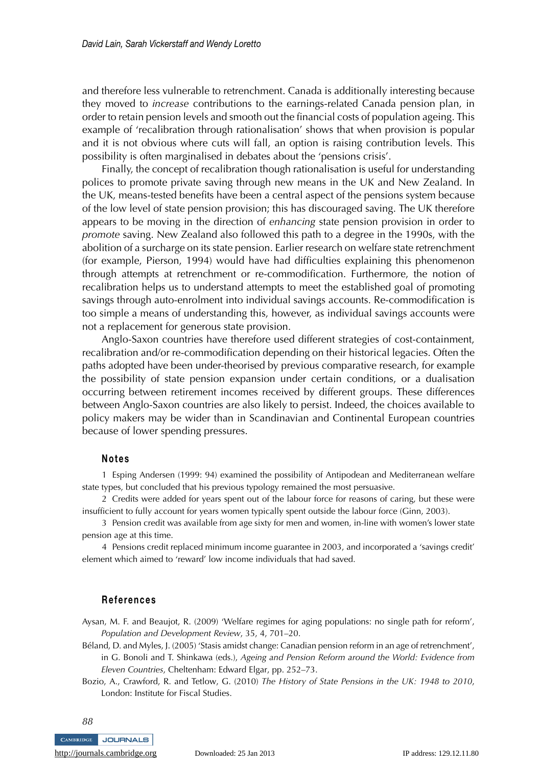and therefore less vulnerable to retrenchment. Canada is additionally interesting because they moved to *increase* contributions to the earnings-related Canada pension plan, in order to retain pension levels and smooth out the financial costs of population ageing. This example of 'recalibration through rationalisation' shows that when provision is popular and it is not obvious where cuts will fall, an option is raising contribution levels. This possibility is often marginalised in debates about the 'pensions crisis'.

Finally, the concept of recalibration though rationalisation is useful for understanding polices to promote private saving through new means in the UK and New Zealand. In the UK, means-tested benefits have been a central aspect of the pensions system because of the low level of state pension provision; this has discouraged saving. The UK therefore appears to be moving in the direction of *enhancing* state pension provision in order to *promote* saving. New Zealand also followed this path to a degree in the 1990s, with the abolition of a surcharge on its state pension. Earlier research on welfare state retrenchment (for example, Pierson, 1994) would have had difficulties explaining this phenomenon through attempts at retrenchment or re-commodification. Furthermore, the notion of recalibration helps us to understand attempts to meet the established goal of promoting savings through auto-enrolment into individual savings accounts. Re-commodification is too simple a means of understanding this, however, as individual savings accounts were not a replacement for generous state provision.

Anglo-Saxon countries have therefore used different strategies of cost-containment, recalibration and/or re-commodification depending on their historical legacies. Often the paths adopted have been under-theorised by previous comparative research, for example the possibility of state pension expansion under certain conditions, or a dualisation occurring between retirement incomes received by different groups. These differences between Anglo-Saxon countries are also likely to persist. Indeed, the choices available to policy makers may be wider than in Scandinavian and Continental European countries because of lower spending pressures.

## Notes

1 Esping Andersen (1999: 94) examined the possibility of Antipodean and Mediterranean welfare state types, but concluded that his previous typology remained the most persuasive.

2 Credits were added for years spent out of the labour force for reasons of caring, but these were insufficient to fully account for years women typically spent outside the labour force (Ginn, 2003).

3 Pension credit was available from age sixty for men and women, in-line with women's lower state pension age at this time.

4 Pensions credit replaced minimum income guarantee in 2003, and incorporated a 'savings credit' element which aimed to 'reward' low income individuals that had saved.

## References

Aysan, M. F. and Beaujot, R. (2009) 'Welfare regimes for aging populations: no single path for reform', *Population and Development Review*, 35, 4, 701–20.

Béland, D. and Myles, J. (2005) 'Stasis amidst change: Canadian pension reform in an age of retrenchment', in G. Bonoli and T. Shinkawa (eds.), *Ageing and Pension Reform around the World: Evidence from Eleven Countries*, Cheltenham: Edward Elgar, pp. 252–73.

Bozio, A., Crawford, R. and Tetlow, G. (2010) *The History of State Pensions in the UK: 1948 to 2010*, London: Institute for Fiscal Studies.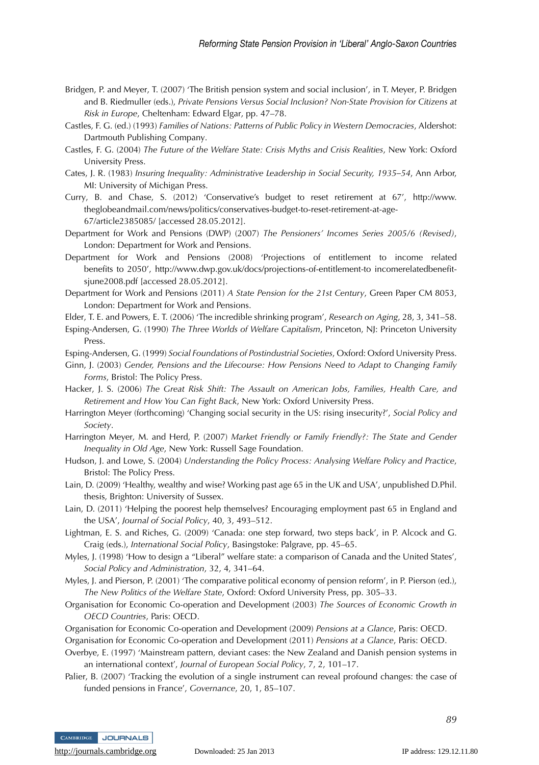Bridgen, P. and Meyer, T. (2007) 'The British pension system and social inclusion', in T. Meyer, P. Bridgen and B. Riedmuller (eds.), *Private Pensions Versus Social Inclusion? Non-State Provision for Citizens at Risk in Europe*, Cheltenham: Edward Elgar, pp. 47–78.

Castles, F. G. (ed.) (1993) *Families of Nations: Patterns of Public Policy in Western Democracies*, Aldershot: Dartmouth Publishing Company.

Castles, F. G. (2004) *The Future of the Welfare State: Crisis Myths and Crisis Realities*, New York: Oxford University Press.

Cates, J. R. (1983) *Insuring Inequality: Administrative Leadership in Social Security, 1935–54*, Ann Arbor, MI: University of Michigan Press.

Curry, B. and Chase, S. (2012) 'Conservative's budget to reset retirement at 67', http://www.theglobeandmail.com/news/politics/conservatives-budget-to-reset-retirement-at-age-67/article2385085/ [accessed 28.05.2012].

Department for Work and Pensions (DWP) (2007) *The Pensioners' Incomes Series 2005/6 (Revised)*, London: Department for Work and Pensions.

Department for Work and Pensions (2008) 'Projections of entitlement to income related benefits to 2050', http://www.dwp.gov.uk/docs/projections-of-entitlement-to incomerelatedbenefit-sjune2008.pdf [accessed 28.05.2012].

Department for Work and Pensions (2011) *A State Pension for the 21st Century*, Green Paper CM 8053, London: Department for Work and Pensions.

Elder, T. E. and Powers, E. T. (2006) 'The incredible shrinking program', *Research on Aging*, 28, 3, 341–58.

Esping-Andersen, G. (1990) *The Three Worlds of Welfare Capitalism*, Princeton, NJ: Princeton University Press.

Esping-Andersen, G. (1999) *Social Foundations of Postindustrial Societies*, Oxford: Oxford University Press.

Ginn, J. (2003) *Gender, Pensions and the Lifecourse: How Pensions Need to Adapt to Changing Family Forms*, Bristol: The Policy Press.

Hacker, J. S. (2006) *The Great Risk Shift: The Assault on American Jobs, Families, Health Care, and Retirement and How You Can Fight Back*, New York: Oxford University Press.

Harrington Meyer (forthcoming) 'Changing social security in the US: rising insecurity?', *Social Policy and Society*.

Harrington Meyer, M. and Herd, P. (2007) *Market Friendly or Family Friendly?: The State and Gender Inequality in Old Age*, New York: Russell Sage Foundation.

Hudson, J. and Lowe, S. (2004) *Understanding the Policy Process: Analysing Welfare Policy and Practice*, Bristol: The Policy Press.

Lain, D. (2009) 'Healthy, wealthy and wise? Working past age 65 in the UK and USA', unpublished D.Phil. thesis, Brighton: University of Sussex.

Lain, D. (2011) 'Helping the poorest help themselves? Encouraging employment past 65 in England and the USA', *Journal of Social Policy*, 40, 3, 493–512.

Lightman, E. S. and Riches, G. (2009) 'Canada: one step forward, two steps back', in P. Alcock and G. Craig (eds.), *International Social Policy*, Basingstoke: Palgrave, pp. 45–65.

Myles, J. (1998) 'How to design a "Liberal" welfare state: a comparison of Canada and the United States', *Social Policy and Administration*, 32, 4, 341–64.

Myles, J. and Pierson, P. (2001) 'The comparative political economy of pension reform', in P. Pierson (ed.), *The New Politics of the Welfare State*, Oxford: Oxford University Press, pp. 305–33.

Organisation for Economic Co-operation and Development (2003) *The Sources of Economic Growth in OECD Countries*, Paris: OECD.

Organisation for Economic Co-operation and Development (2009) *Pensions at a Glance*, Paris: OECD.

Organisation for Economic Co-operation and Development (2011) *Pensions at a Glance*, Paris: OECD.

Overbye, E. (1997) 'Mainstream pattern, deviant cases: the New Zealand and Danish pension systems in an international context', *Journal of European Social Policy*, 7, 2, 101–17.

Palier, B. (2007) 'Tracking the evolution of a single instrument can reveal profound changes: the case of funded pensions in France', *Governance*, 20, 1, 85–107.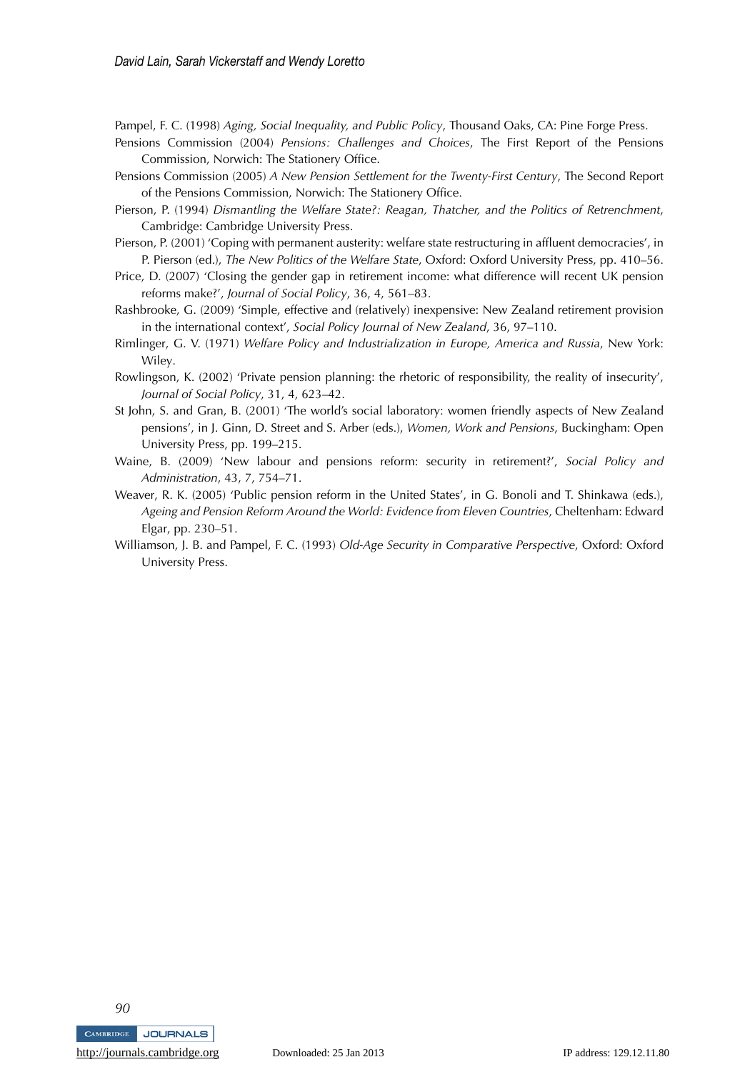Pampel, F. C. (1998) *Aging, Social Inequality, and Public Policy*, Thousand Oaks, CA: Pine Forge Press.

Pensions Commission (2004) *Pensions: Challenges and Choices*, The First Report of the Pensions Commission, Norwich: The Stationery Office.

Pensions Commission (2005) *A New Pension Settlement for the Twenty-First Century*, The Second Report of the Pensions Commission, Norwich: The Stationery Office.

Pierson, P. (1994) *Dismantling the Welfare State?: Reagan, Thatcher, and the Politics of Retrenchment*, Cambridge: Cambridge University Press.

Pierson, P. (2001) 'Coping with permanent austerity: welfare state restructuring in affluent democracies', in P. Pierson (ed.), *The New Politics of the Welfare State*, Oxford: Oxford University Press, pp. 410–56.

Price, D. (2007) 'Closing the gender gap in retirement income: what difference will recent UK pension reforms make?', *Journal of Social Policy*, 36, 4, 561–83.

Rashbrooke, G. (2009) 'Simple, effective and (relatively) inexpensive: New Zealand retirement provision in the international context', *Social Policy Journal of New Zealand*, 36, 97–110.

Rimlinger, G. V. (1971) *Welfare Policy and Industrialization in Europe, America and Russia*, New York: Wiley.

Rowlingson, K. (2002) 'Private pension planning: the rhetoric of responsibility, the reality of insecurity', *Journal of Social Policy*, 31, 4, 623–42.

St John, S. and Gran, B. (2001) 'The world's social laboratory: women friendly aspects of New Zealand pensions', in J. Ginn, D. Street and S. Arber (eds.), *Women, Work and Pensions*, Buckingham: Open University Press, pp. 199–215.

Waine, B. (2009) 'New labour and pensions reform: security in retirement?', *Social Policy and Administration*, 43, 7, 754–71.

Weaver, R. K. (2005) 'Public pension reform in the United States', in G. Bonoli and T. Shinkawa (eds.), *Ageing and Pension Reform Around the World: Evidence from Eleven Countries*, Cheltenham: Edward Elgar, pp. 230–51.

Williamson, J. B. and Pampel, F. C. (1993) *Old-Age Security in Comparative Perspective*, Oxford: Oxford University Press.